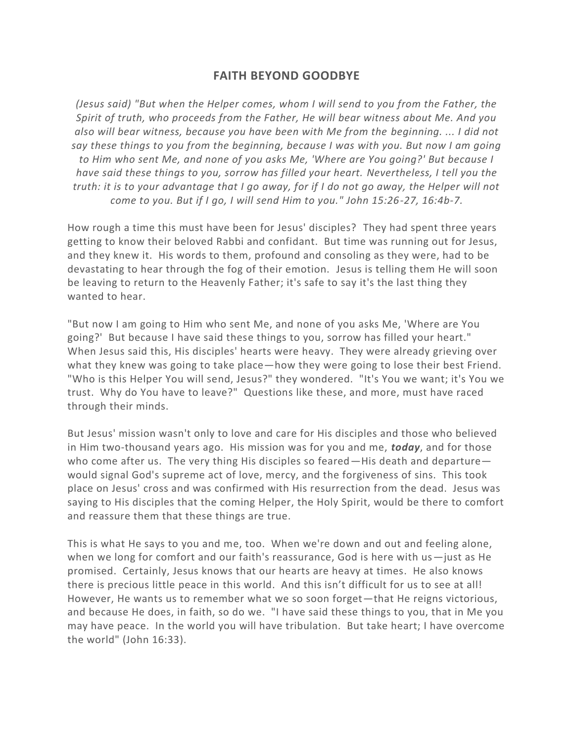# FAITH BEYOND GOODBYE

*(Jesus said) "But when the Helper comes, whom I will send to you from the Father, the Spirit of truth, who proceeds from the Father, He will bear witness about Me. And you also will bear witness, because you have been with Me from the beginning. ... I did not say these things to you from the beginning, because I was with you. But now I am going to Him who sent Me, and none of you asks Me, 'Where are You going?' But because I have said these things to you, sorrow has filled your heart. Nevertheless, I tell you the truth: it is to your advantage that I go away, for if I do not go away, the Helper will not come to you. But if I go, I will send Him to you." John 15:26-27, 16:4b-7.*

How rough a time this must have been for Jesus' disciples? They had spent three years getting to know their beloved Rabbi and confidant. But time was running out for Jesus, and they knew it. His words to them, profound and consoling as they were, had to be devastating to hear through the fog of their emotion. Jesus is telling them He will soon be leaving to return to the Heavenly Father; it's safe to say it's the last thing they wanted to hear.

"But now I am going to Him who sent Me, and none of you asks Me, 'Where are You going?' But because I have said these things to you, sorrow has filled your heart." When Jesus said this, His disciples' hearts were heavy. They were already grieving over what they knew was going to take place—how they were going to lose their best Friend. "Who is this Helper You will send, Jesus?" they wondered. "It's You we want; it's You we trust. Why do You have to leave?" Questions like these, and more, must have raced through their minds.

But Jesus' mission wasn't only to love and care for His disciples and those who believed in Him two-thousand years ago. His mission was for you and me, ***today***, and for those who come after us. The very thing His disciples so feared—His death and departure—would signal God's supreme act of love, mercy, and the forgiveness of sins. This took place on Jesus' cross and was confirmed with His resurrection from the dead. Jesus was saying to His disciples that the coming Helper, the Holy Spirit, would be there to comfort and reassure them that these things are true.

This is what He says to you and me, too. When we're down and out and feeling alone, when we long for comfort and our faith's reassurance, God is here with us—just as He promised. Certainly, Jesus knows that our hearts are heavy at times. He also knows there is precious little peace in this world. And this isn't difficult for us to see at all! However, He wants us to remember what we so soon forget—that He reigns victorious, and because He does, in faith, so do we. "I have said these things to you, that in Me you may have peace. In the world you will have tribulation. But take heart; I have overcome the world" (John 16:33).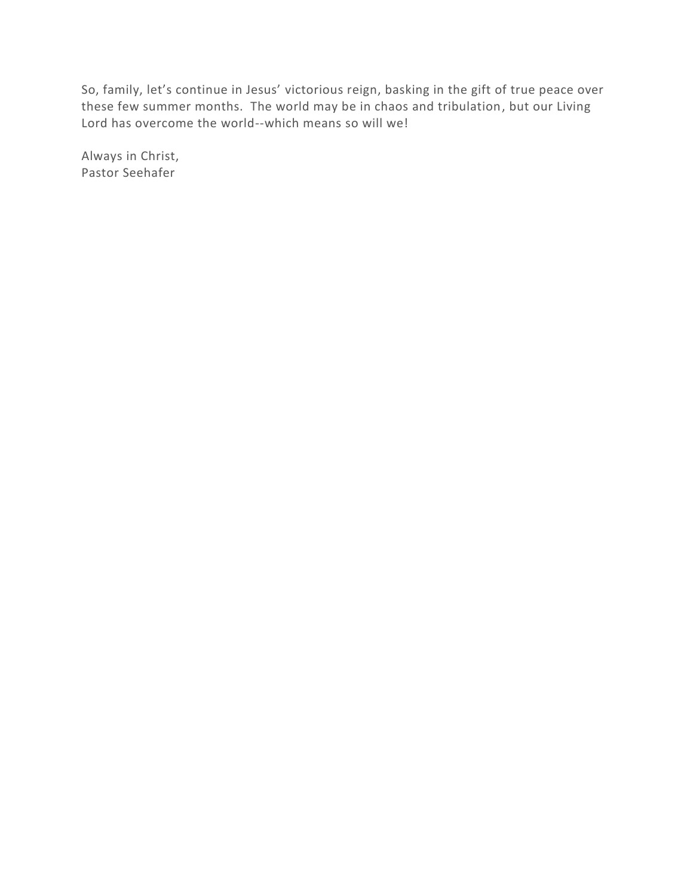So, family, let's continue in Jesus' victorious reign, basking in the gift of true peace over these few summer months. The world may be in chaos and tribulation, but our Living Lord has overcome the world--which means so will we!

Always in Christ,  
Pastor Seehafer